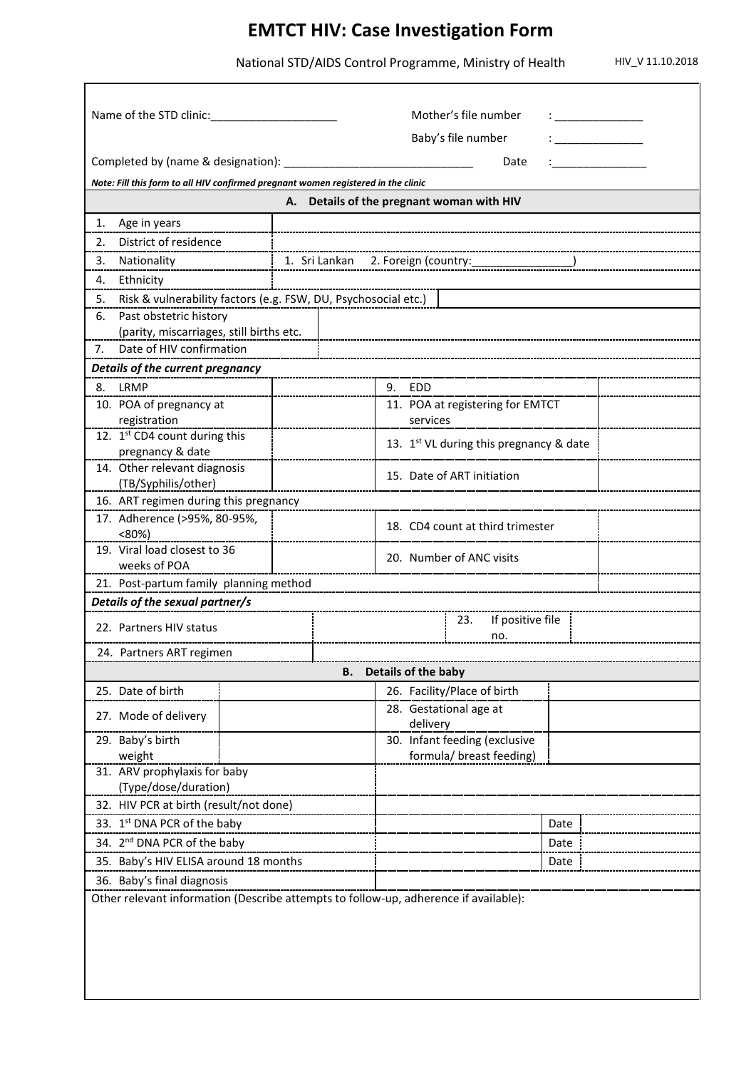# EMTCT HIV: Case Investigation Form

National STD/AIDS Control Programme, Ministry of Health

HIV_V 11.10.2018

Name of the STD clinic:____________________

Mother's file number : ______________

Baby's file number : ______________

Completed by (name & designation): ______________________________ Date :_______________

***Note: Fill this form to all HIV confirmed pregnant women registered in the clinic***

## A. Details of the pregnant woman with HIV

| | |
|---|---|
| 1. Age in years | |
| 2. District of residence | |
| 3. Nationality | 1. Sri Lankan 2. Foreign (country:________________) |
| 4. Ethnicity | |
| 5. Risk & vulnerability factors (e.g. FSW, DU, Psychosocial etc.) | |
| 6. Past obstetric history (parity, miscarriages, still births etc. | |
| 7. Date of HIV confirmation | |

***Details of the current pregnancy***

| | | | |
|---|---|---|---|
| 8. LRMP | | 9. EDD | |
| 10. POA of pregnancy at registration | | 11. POA at registering for EMTCT services | |
| 12. 1st CD4 count during this pregnancy & date | | 13. 1st VL during this pregnancy & date | |
| 14. Other relevant diagnosis (TB/Syphilis/other) | | 15. Date of ART initiation | |
| 16. ART regimen during this pregnancy | | | |
| 17. Adherence (>95%, 80-95%, <80%) | | 18. CD4 count at third trimester | |
| 19. Viral load closest to 36 weeks of POA | | 20. Number of ANC visits | |
| 21. Post-partum family planning method | | | |

***Details of the sexual partner/s***

| | | | |
|---|---|---|---|
| 22. Partners HIV status | | 23. If positive file no. | |
| 24. Partners ART regimen | | | |

## B. Details of the baby

| | | | |
|---|---|---|---|
| 25. Date of birth | | 26. Facility/Place of birth | |
| 27. Mode of delivery | | 28. Gestational age at delivery | |
| 29. Baby's birth weight | | 30. Infant feeding (exclusive formula/ breast feeding) | |

| | | | |
|---|---|---|---|
| 31. ARV prophylaxis for baby (Type/dose/duration) | | | |
| 32. HIV PCR at birth (result/not done) | | | |
| 33. 1st DNA PCR of the baby | | Date | |
| 34. 2nd DNA PCR of the baby | | Date | |
| 35. Baby's HIV ELISA around 18 months | | Date | |
| 36. Baby's final diagnosis | | | |

Other relevant information (Describe attempts to follow-up, adherence if available):